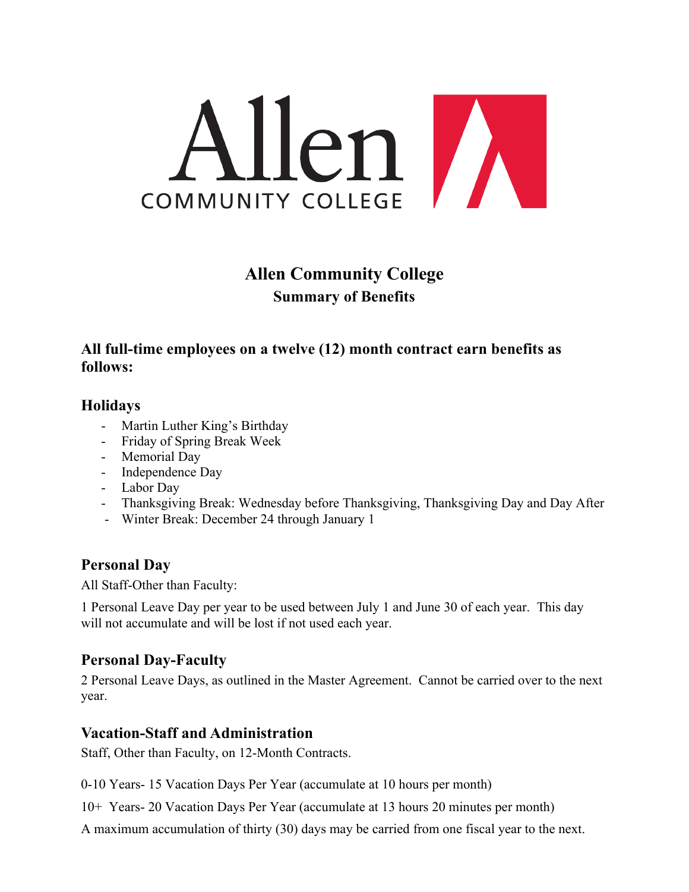Allen COMMUNITY COLLEGE

# Allen Community College

## Summary of Benefits

### All full-time employees on a twelve (12) month contract earn benefits as follows:

### Holidays

- Martin Luther King's Birthday
- Friday of Spring Break Week
- Memorial Day
- Independence Day
- Labor Day
- Thanksgiving Break: Wednesday before Thanksgiving, Thanksgiving Day and Day After
- Winter Break: December 24 through January 1

### Personal Day

All Staff-Other than Faculty:

1 Personal Leave Day per year to be used between July 1 and June 30 of each year. This day will not accumulate and will be lost if not used each year.

### Personal Day-Faculty

2 Personal Leave Days, as outlined in the Master Agreement. Cannot be carried over to the next year.

### Vacation-Staff and Administration

Staff, Other than Faculty, on 12-Month Contracts.

0-10 Years- 15 Vacation Days Per Year (accumulate at 10 hours per month)

10+ Years- 20 Vacation Days Per Year (accumulate at 13 hours 20 minutes per month)

A maximum accumulation of thirty (30) days may be carried from one fiscal year to the next.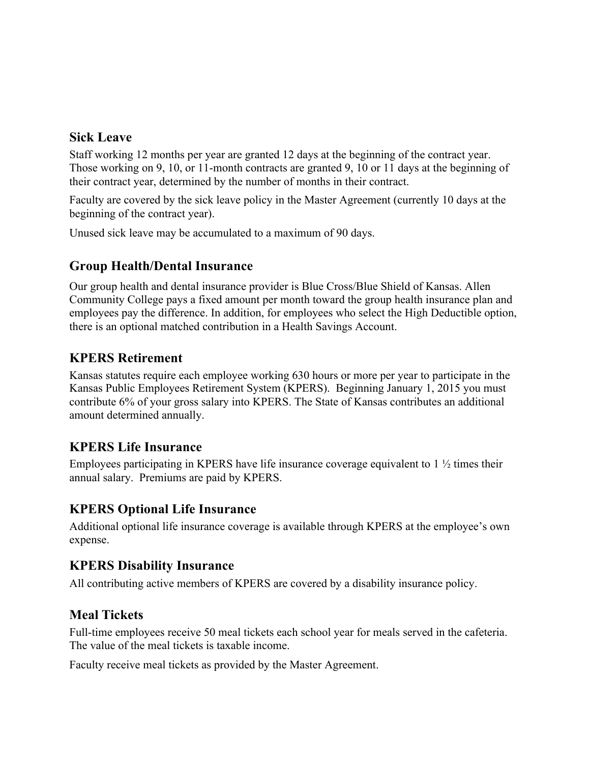## Sick Leave

Staff working 12 months per year are granted 12 days at the beginning of the contract year. Those working on 9, 10, or 11-month contracts are granted 9, 10 or 11 days at the beginning of their contract year, determined by the number of months in their contract.

Faculty are covered by the sick leave policy in the Master Agreement (currently 10 days at the beginning of the contract year).

Unused sick leave may be accumulated to a maximum of 90 days.

## Group Health/Dental Insurance

Our group health and dental insurance provider is Blue Cross/Blue Shield of Kansas. Allen Community College pays a fixed amount per month toward the group health insurance plan and employees pay the difference. In addition, for employees who select the High Deductible option, there is an optional matched contribution in a Health Savings Account.

## KPERS Retirement

Kansas statutes require each employee working 630 hours or more per year to participate in the Kansas Public Employees Retirement System (KPERS). Beginning January 1, 2015 you must contribute 6% of your gross salary into KPERS. The State of Kansas contributes an additional amount determined annually.

## KPERS Life Insurance

Employees participating in KPERS have life insurance coverage equivalent to 1 ½ times their annual salary. Premiums are paid by KPERS.

## KPERS Optional Life Insurance

Additional optional life insurance coverage is available through KPERS at the employee's own expense.

## KPERS Disability Insurance

All contributing active members of KPERS are covered by a disability insurance policy.

## Meal Tickets

Full-time employees receive 50 meal tickets each school year for meals served in the cafeteria. The value of the meal tickets is taxable income.

Faculty receive meal tickets as provided by the Master Agreement.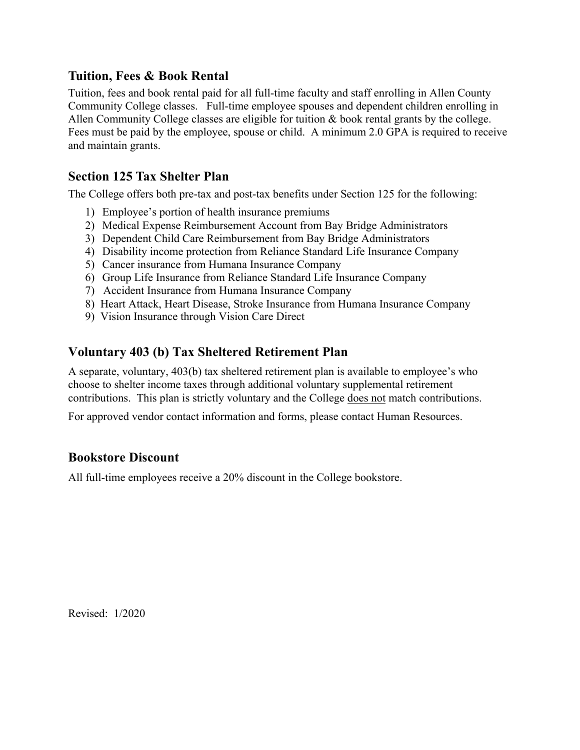## Tuition, Fees & Book Rental

Tuition, fees and book rental paid for all full-time faculty and staff enrolling in Allen County Community College classes.   Full-time employee spouses and dependent children enrolling in Allen Community College classes are eligible for tuition & book rental grants by the college. Fees must be paid by the employee, spouse or child.  A minimum 2.0 GPA is required to receive and maintain grants.

## Section 125 Tax Shelter Plan

The College offers both pre-tax and post-tax benefits under Section 125 for the following:

1) Employee's portion of health insurance premiums
2) Medical Expense Reimbursement Account from Bay Bridge Administrators
3) Dependent Child Care Reimbursement from Bay Bridge Administrators
4) Disability income protection from Reliance Standard Life Insurance Company
5) Cancer insurance from Humana Insurance Company
6) Group Life Insurance from Reliance Standard Life Insurance Company
7) Accident Insurance from Humana Insurance Company
8) Heart Attack, Heart Disease, Stroke Insurance from Humana Insurance Company
9) Vision Insurance through Vision Care Direct

## Voluntary 403 (b) Tax Sheltered Retirement Plan

A separate, voluntary, 403(b) tax sheltered retirement plan is available to employee's who choose to shelter income taxes through additional voluntary supplemental retirement contributions.  This plan is strictly voluntary and the College <u>does not</u> match contributions.

For approved vendor contact information and forms, please contact Human Resources.

## Bookstore Discount

All full-time employees receive a 20% discount in the College bookstore.

Revised:  1/2020